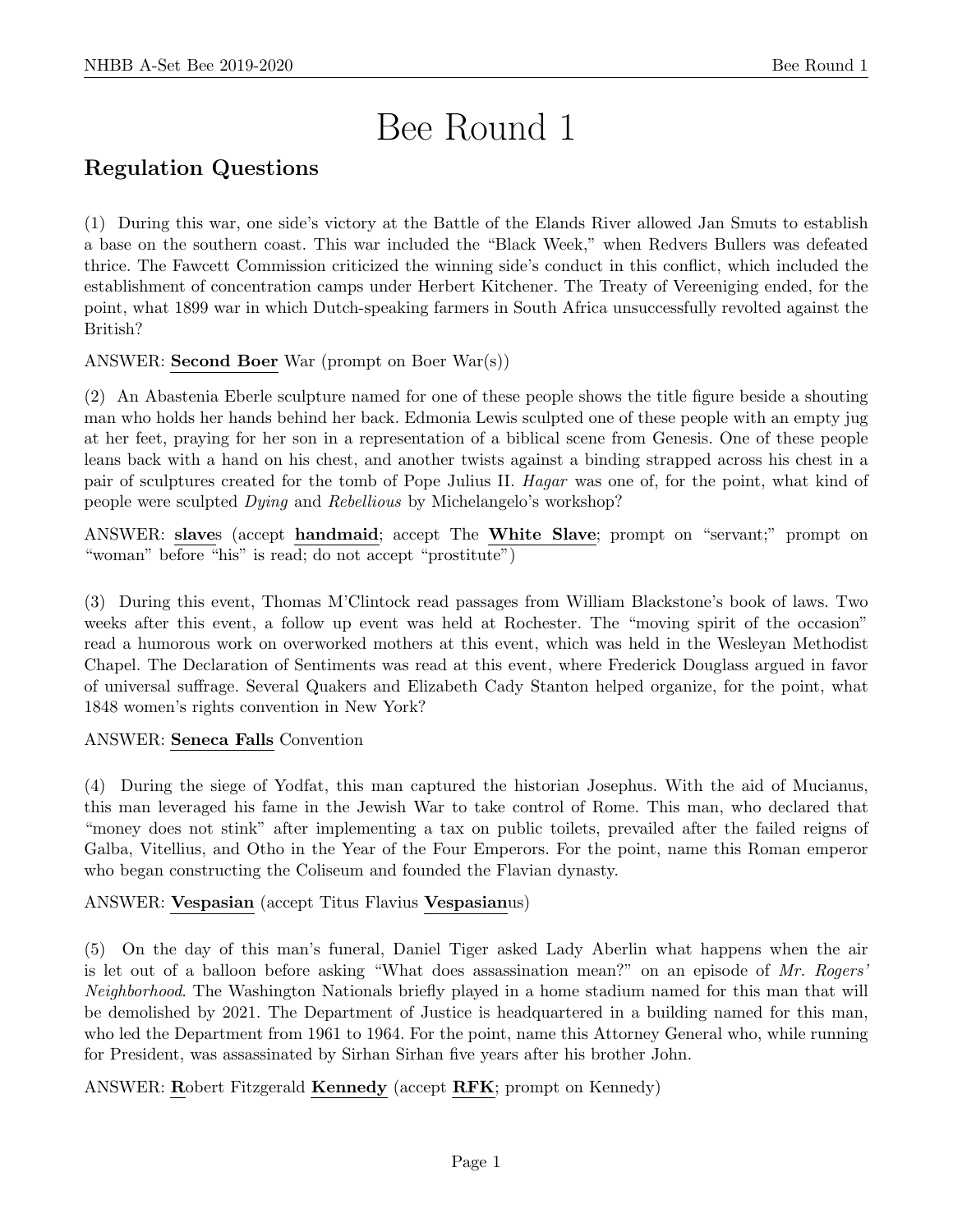# Bee Round 1

## Regulation Questions

(1) During this war, one side's victory at the Battle of the Elands River allowed Jan Smuts to establish a base on the southern coast. This war included the "Black Week," when Redvers Bullers was defeated thrice. The Fawcett Commission criticized the winning side's conduct in this conflict, which included the establishment of concentration camps under Herbert Kitchener. The Treaty of Vereeniging ended, for the point, what 1899 war in which Dutch-speaking farmers in South Africa unsuccessfully revolted against the British?

ANSWER: **Second Boer** War (prompt on Boer War(s))

(2) An Abastenia Eberle sculpture named for one of these people shows the title figure beside a shouting man who holds her hands behind her back. Edmonia Lewis sculpted one of these people with an empty jug at her feet, praying for her son in a representation of a biblical scene from Genesis. One of these people leans back with a hand on his chest, and another twists against a binding strapped across his chest in a pair of sculptures created for the tomb of Pope Julius II. *Hagar* was one of, for the point, what kind of people were sculpted *Dying* and *Rebellious* by Michelangelo's workshop?

ANSWER: **slave**s (accept **handmaid**; accept The **White Slave**; prompt on "servant;" prompt on "woman" before "his" is read; do not accept "prostitute")

(3) During this event, Thomas M'Clintock read passages from William Blackstone's book of laws. Two weeks after this event, a follow up event was held at Rochester. The "moving spirit of the occasion" read a humorous work on overworked mothers at this event, which was held in the Wesleyan Methodist Chapel. The Declaration of Sentiments was read at this event, where Frederick Douglass argued in favor of universal suffrage. Several Quakers and Elizabeth Cady Stanton helped organize, for the point, what 1848 women's rights convention in New York?

ANSWER: **Seneca Falls** Convention

(4) During the siege of Yodfat, this man captured the historian Josephus. With the aid of Mucianus, this man leveraged his fame in the Jewish War to take control of Rome. This man, who declared that "money does not stink" after implementing a tax on public toilets, prevailed after the failed reigns of Galba, Vitellius, and Otho in the Year of the Four Emperors. For the point, name this Roman emperor who began constructing the Coliseum and founded the Flavian dynasty.

ANSWER: **Vespasian** (accept Titus Flavius **Vespasian**us)

(5) On the day of this man's funeral, Daniel Tiger asked Lady Aberlin what happens when the air is let out of a balloon before asking "What does assassination mean?" on an episode of *Mr. Rogers' Neighborhood*. The Washington Nationals briefly played in a home stadium named for this man that will be demolished by 2021. The Department of Justice is headquartered in a building named for this man, who led the Department from 1961 to 1964. For the point, name this Attorney General who, while running for President, was assassinated by Sirhan Sirhan five years after his brother John.

ANSWER: **R**obert Fitzgerald **Kennedy** (accept **RFK**; prompt on Kennedy)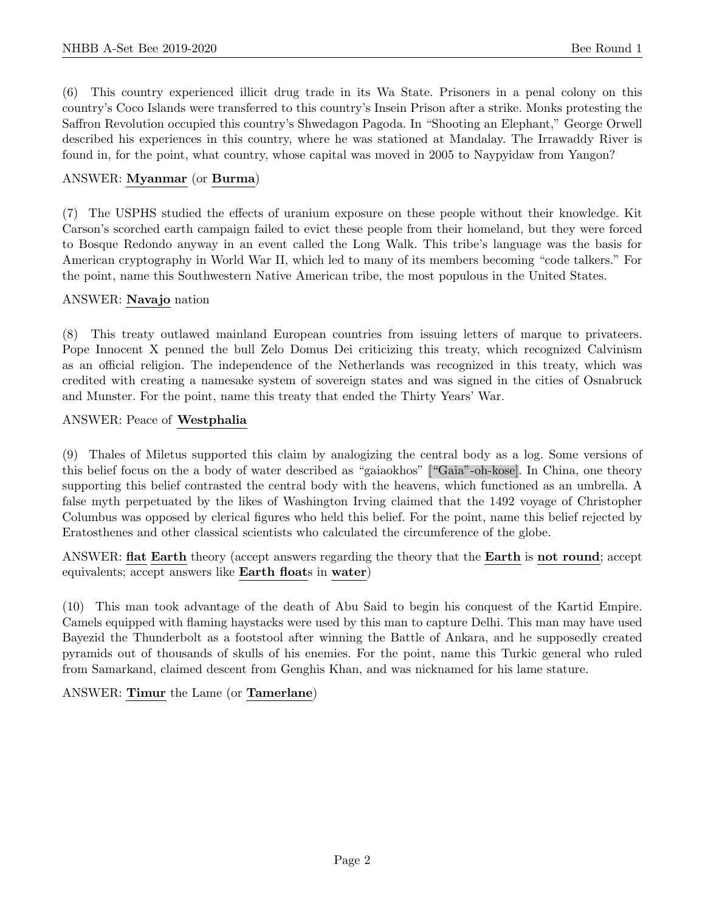(6) This country experienced illicit drug trade in its Wa State. Prisoners in a penal colony on this country's Coco Islands were transferred to this country's Insein Prison after a strike. Monks protesting the Saffron Revolution occupied this country's Shwedagon Pagoda. In "Shooting an Elephant," George Orwell described his experiences in this country, where he was stationed at Mandalay. The Irrawaddy River is found in, for the point, what country, whose capital was moved in 2005 to Naypyidaw from Yangon?

ANSWER: **Myanmar** (or **Burma**)

(7) The USPHS studied the effects of uranium exposure on these people without their knowledge. Kit Carson's scorched earth campaign failed to evict these people from their homeland, but they were forced to Bosque Redondo anyway in an event called the Long Walk. This tribe's language was the basis for American cryptography in World War II, which led to many of its members becoming "code talkers." For the point, name this Southwestern Native American tribe, the most populous in the United States.

ANSWER: **Navajo** nation

(8) This treaty outlawed mainland European countries from issuing letters of marque to privateers. Pope Innocent X penned the bull Zelo Domus Dei criticizing this treaty, which recognized Calvinism as an official religion. The independence of the Netherlands was recognized in this treaty, which was credited with creating a namesake system of sovereign states and was signed in the cities of Osnabruck and Munster. For the point, name this treaty that ended the Thirty Years' War.

ANSWER: Peace of **Westphalia**

(9) Thales of Miletus supported this claim by analogizing the central body as a log. Some versions of this belief focus on the a body of water described as "gaiaokhos" ["Gaia"-oh-kose]. In China, one theory supporting this belief contrasted the central body with the heavens, which functioned as an umbrella. A false myth perpetuated by the likes of Washington Irving claimed that the 1492 voyage of Christopher Columbus was opposed by clerical figures who held this belief. For the point, name this belief rejected by Eratosthenes and other classical scientists who calculated the circumference of the globe.

ANSWER: **flat Earth** theory (accept answers regarding the theory that the **Earth** is **not round**; accept equivalents; accept answers like **Earth float**s in **water**)

(10) This man took advantage of the death of Abu Said to begin his conquest of the Kartid Empire. Camels equipped with flaming haystacks were used by this man to capture Delhi. This man may have used Bayezid the Thunderbolt as a footstool after winning the Battle of Ankara, and he supposedly created pyramids out of thousands of skulls of his enemies. For the point, name this Turkic general who ruled from Samarkand, claimed descent from Genghis Khan, and was nicknamed for his lame stature.

ANSWER: **Timur** the Lame (or **Tamerlane**)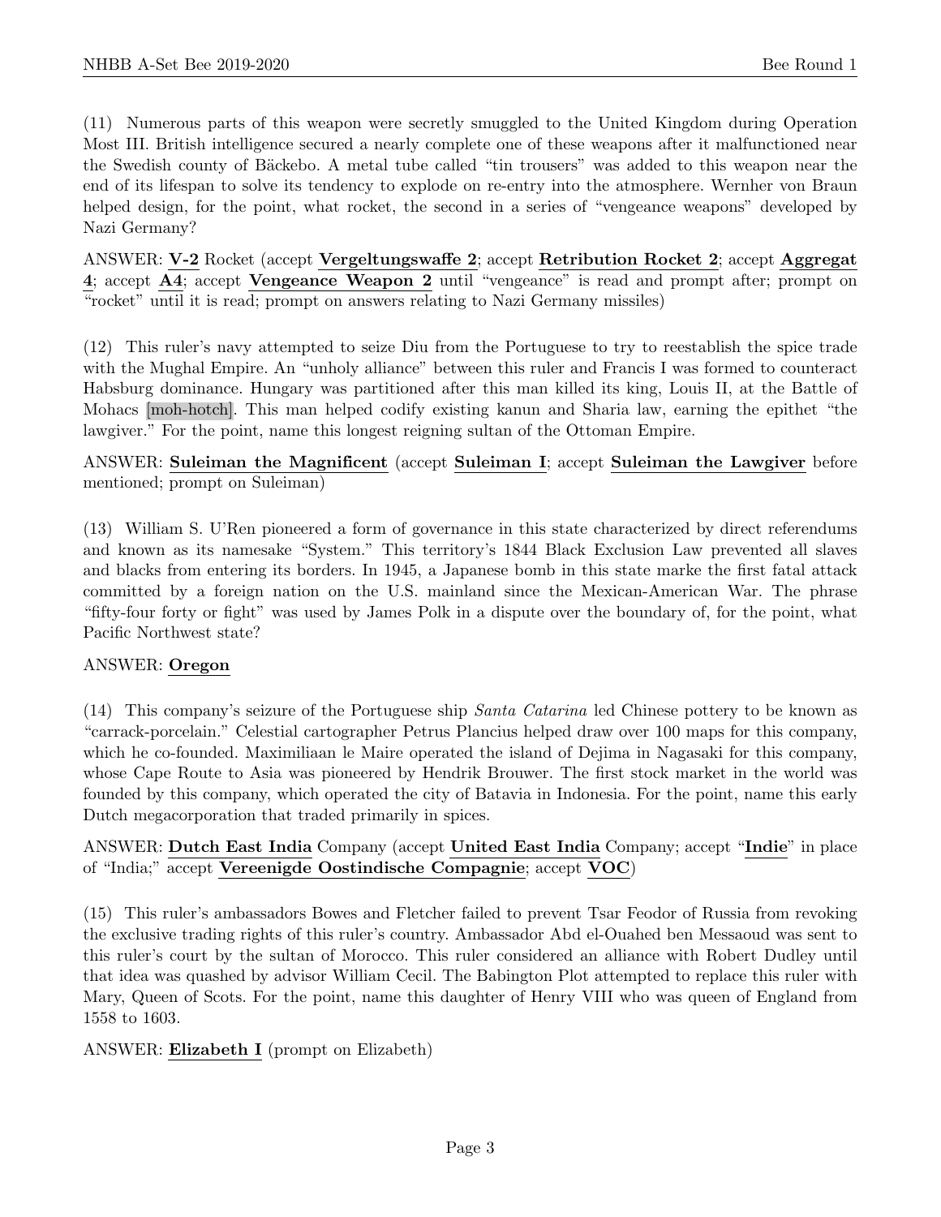(11) Numerous parts of this weapon were secretly smuggled to the United Kingdom during Operation Most III. British intelligence secured a nearly complete one of these weapons after it malfunctioned near the Swedish county of Bäckebo. A metal tube called "tin trousers" was added to this weapon near the end of its lifespan to solve its tendency to explode on re-entry into the atmosphere. Wernher von Braun helped design, for the point, what rocket, the second in a series of "vengeance weapons" developed by Nazi Germany?

ANSWER: **V-2** Rocket (accept **Vergeltungswaffe 2**; accept **Retribution Rocket 2**; accept **Aggregat 4**; accept **A4**; accept **Vengeance Weapon 2** until "vengeance" is read and prompt after; prompt on "rocket" until it is read; prompt on answers relating to Nazi Germany missiles)

(12) This ruler's navy attempted to seize Diu from the Portuguese to try to reestablish the spice trade with the Mughal Empire. An "unholy alliance" between this ruler and Francis I was formed to counteract Habsburg dominance. Hungary was partitioned after this man killed its king, Louis II, at the Battle of Mohacs [moh-hotch]. This man helped codify existing kanun and Sharia law, earning the epithet "the lawgiver." For the point, name this longest reigning sultan of the Ottoman Empire.

ANSWER: **Suleiman the Magnificent** (accept **Suleiman I**; accept **Suleiman the Lawgiver** before mentioned; prompt on Suleiman)

(13) William S. U'Ren pioneered a form of governance in this state characterized by direct referendums and known as its namesake "System." This territory's 1844 Black Exclusion Law prevented all slaves and blacks from entering its borders. In 1945, a Japanese bomb in this state marke the first fatal attack committed by a foreign nation on the U.S. mainland since the Mexican-American War. The phrase "fifty-four forty or fight" was used by James Polk in a dispute over the boundary of, for the point, what Pacific Northwest state?

ANSWER: **Oregon**

(14) This company's seizure of the Portuguese ship *Santa Catarina* led Chinese pottery to be known as "carrack-porcelain." Celestial cartographer Petrus Plancius helped draw over 100 maps for this company, which he co-founded. Maximiliaan le Maire operated the island of Dejima in Nagasaki for this company, whose Cape Route to Asia was pioneered by Hendrik Brouwer. The first stock market in the world was founded by this company, which operated the city of Batavia in Indonesia. For the point, name this early Dutch megacorporation that traded primarily in spices.

ANSWER: **Dutch East India** Company (accept **United East India** Company; accept "**Indie**" in place of "India;" accept **Vereenigde Oostindische Compagnie**; accept **VOC**)

(15) This ruler's ambassadors Bowes and Fletcher failed to prevent Tsar Feodor of Russia from revoking the exclusive trading rights of this ruler's country. Ambassador Abd el-Ouahed ben Messaoud was sent to this ruler's court by the sultan of Morocco. This ruler considered an alliance with Robert Dudley until that idea was quashed by advisor William Cecil. The Babington Plot attempted to replace this ruler with Mary, Queen of Scots. For the point, name this daughter of Henry VIII who was queen of England from 1558 to 1603.

ANSWER: **Elizabeth I** (prompt on Elizabeth)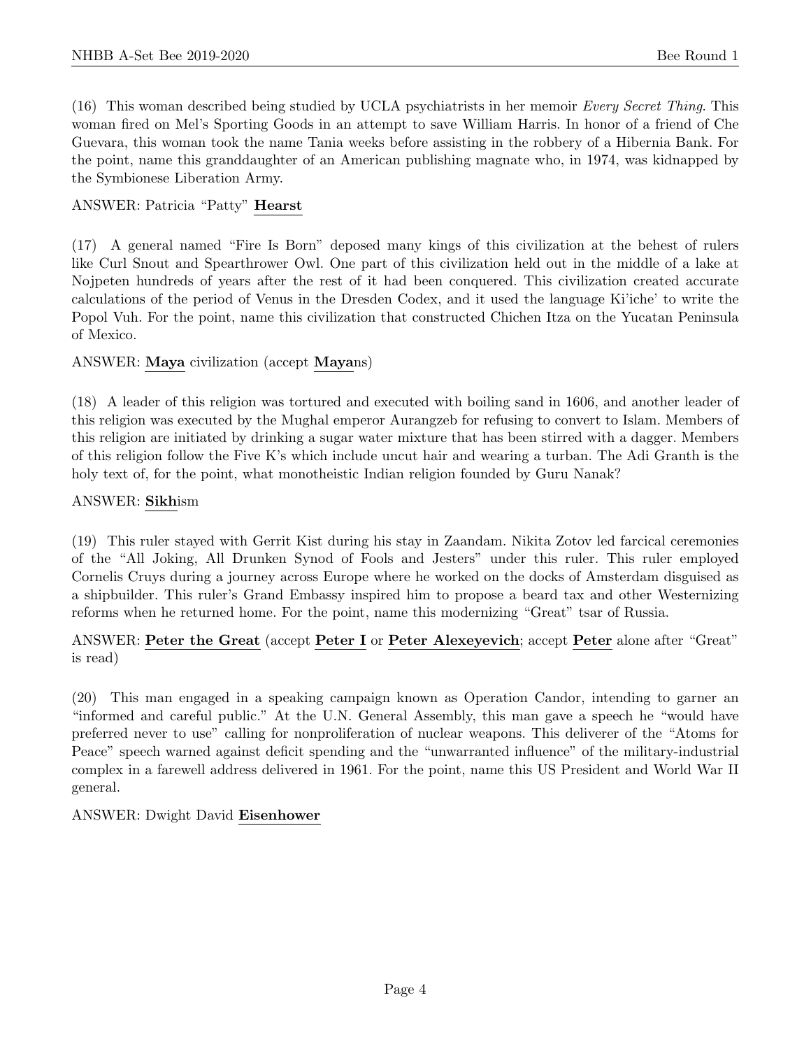(16) This woman described being studied by UCLA psychiatrists in her memoir *Every Secret Thing*. This woman fired on Mel's Sporting Goods in an attempt to save William Harris. In honor of a friend of Che Guevara, this woman took the name Tania weeks before assisting in the robbery of a Hibernia Bank. For the point, name this granddaughter of an American publishing magnate who, in 1974, was kidnapped by the Symbionese Liberation Army.

ANSWER: Patricia "Patty" **Hearst**

(17) A general named "Fire Is Born" deposed many kings of this civilization at the behest of rulers like Curl Snout and Spearthrower Owl. One part of this civilization held out in the middle of a lake at Nojpeten hundreds of years after the rest of it had been conquered. This civilization created accurate calculations of the period of Venus in the Dresden Codex, and it used the language Ki'iche' to write the Popol Vuh. For the point, name this civilization that constructed Chichen Itza on the Yucatan Peninsula of Mexico.

ANSWER: **Maya** civilization (accept **Maya**ns)

(18) A leader of this religion was tortured and executed with boiling sand in 1606, and another leader of this religion was executed by the Mughal emperor Aurangzeb for refusing to convert to Islam. Members of this religion are initiated by drinking a sugar water mixture that has been stirred with a dagger. Members of this religion follow the Five K's which include uncut hair and wearing a turban. The Adi Granth is the holy text of, for the point, what monotheistic Indian religion founded by Guru Nanak?

ANSWER: **Sikh**ism

(19) This ruler stayed with Gerrit Kist during his stay in Zaandam. Nikita Zotov led farcical ceremonies of the "All Joking, All Drunken Synod of Fools and Jesters" under this ruler. This ruler employed Cornelis Cruys during a journey across Europe where he worked on the docks of Amsterdam disguised as a shipbuilder. This ruler's Grand Embassy inspired him to propose a beard tax and other Westernizing reforms when he returned home. For the point, name this modernizing "Great" tsar of Russia.

ANSWER: **Peter the Great** (accept **Peter I** or **Peter Alexeyevich**; accept **Peter** alone after "Great" is read)

(20) This man engaged in a speaking campaign known as Operation Candor, intending to garner an "informed and careful public." At the U.N. General Assembly, this man gave a speech he "would have preferred never to use" calling for nonproliferation of nuclear weapons. This deliverer of the "Atoms for Peace" speech warned against deficit spending and the "unwarranted influence" of the military-industrial complex in a farewell address delivered in 1961. For the point, name this US President and World War II general.

ANSWER: Dwight David **Eisenhower**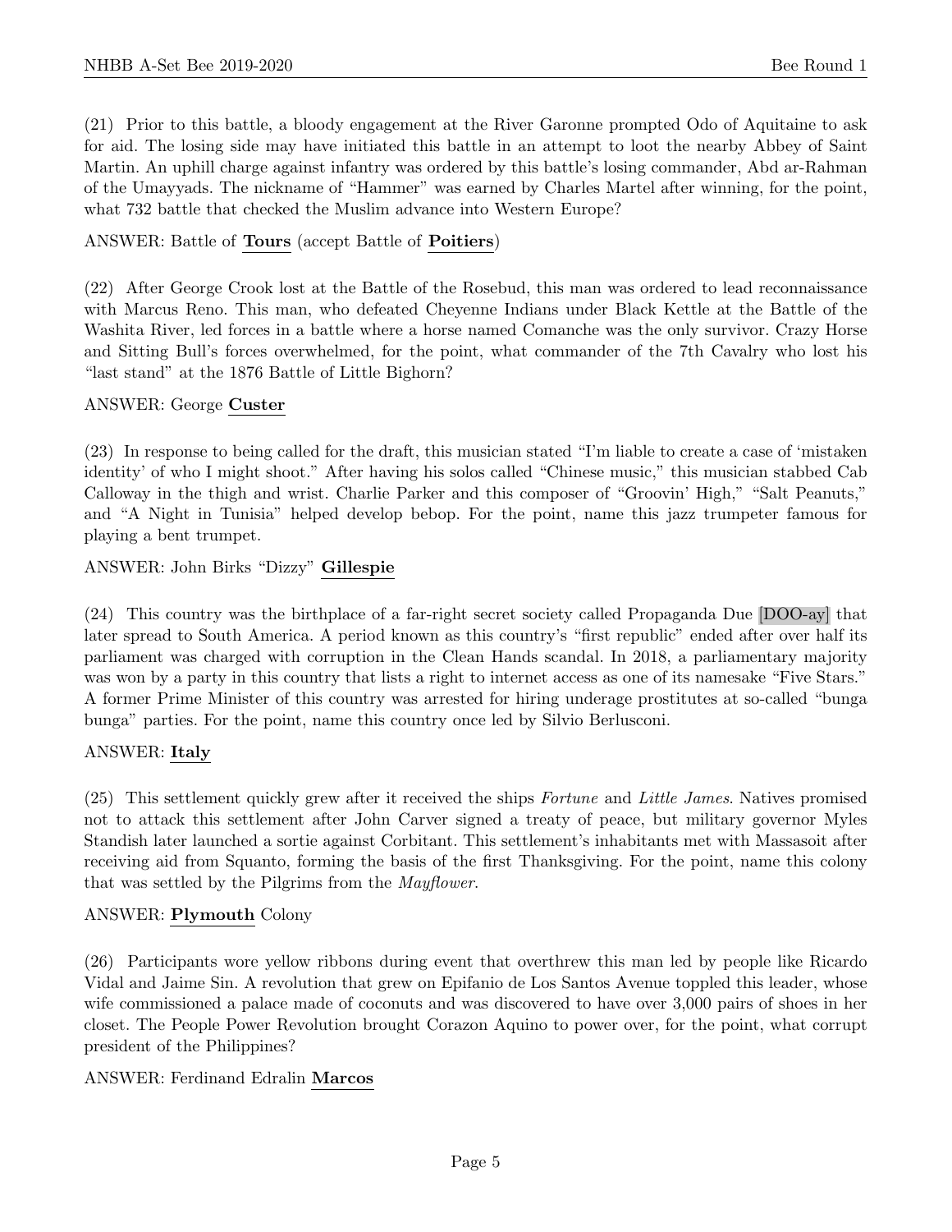(21) Prior to this battle, a bloody engagement at the River Garonne prompted Odo of Aquitaine to ask for aid. The losing side may have initiated this battle in an attempt to loot the nearby Abbey of Saint Martin. An uphill charge against infantry was ordered by this battle's losing commander, Abd ar-Rahman of the Umayyads. The nickname of "Hammer" was earned by Charles Martel after winning, for the point, what 732 battle that checked the Muslim advance into Western Europe?

ANSWER: Battle of **Tours** (accept Battle of **Poitiers**)

(22) After George Crook lost at the Battle of the Rosebud, this man was ordered to lead reconnaissance with Marcus Reno. This man, who defeated Cheyenne Indians under Black Kettle at the Battle of the Washita River, led forces in a battle where a horse named Comanche was the only survivor. Crazy Horse and Sitting Bull's forces overwhelmed, for the point, what commander of the 7th Cavalry who lost his "last stand" at the 1876 Battle of Little Bighorn?

ANSWER: George **Custer**

(23) In response to being called for the draft, this musician stated "I'm liable to create a case of 'mistaken identity' of who I might shoot." After having his solos called "Chinese music," this musician stabbed Cab Calloway in the thigh and wrist. Charlie Parker and this composer of "Groovin' High," "Salt Peanuts," and "A Night in Tunisia" helped develop bebop. For the point, name this jazz trumpeter famous for playing a bent trumpet.

ANSWER: John Birks "Dizzy" **Gillespie**

(24) This country was the birthplace of a far-right secret society called Propaganda Due [DOO-ay] that later spread to South America. A period known as this country's "first republic" ended after over half its parliament was charged with corruption in the Clean Hands scandal. In 2018, a parliamentary majority was won by a party in this country that lists a right to internet access as one of its namesake "Five Stars." A former Prime Minister of this country was arrested for hiring underage prostitutes at so-called "bunga bunga" parties. For the point, name this country once led by Silvio Berlusconi.

ANSWER: **Italy**

(25) This settlement quickly grew after it received the ships *Fortune* and *Little James*. Natives promised not to attack this settlement after John Carver signed a treaty of peace, but military governor Myles Standish later launched a sortie against Corbitant. This settlement's inhabitants met with Massasoit after receiving aid from Squanto, forming the basis of the first Thanksgiving. For the point, name this colony that was settled by the Pilgrims from the *Mayflower*.

ANSWER: **Plymouth** Colony

(26) Participants wore yellow ribbons during event that overthrew this man led by people like Ricardo Vidal and Jaime Sin. A revolution that grew on Epifanio de Los Santos Avenue toppled this leader, whose wife commissioned a palace made of coconuts and was discovered to have over 3,000 pairs of shoes in her closet. The People Power Revolution brought Corazon Aquino to power over, for the point, what corrupt president of the Philippines?

ANSWER: Ferdinand Edralin **Marcos**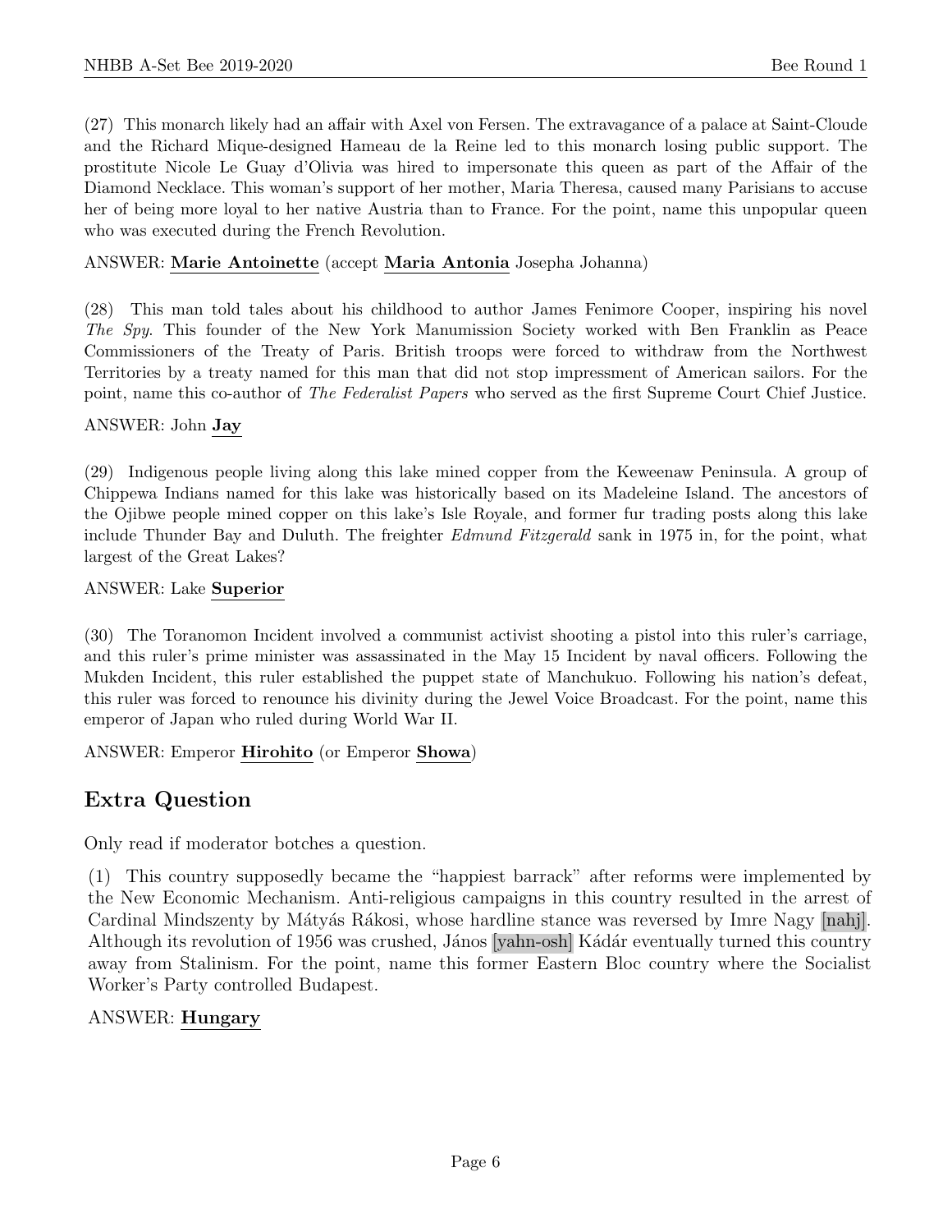(27) This monarch likely had an affair with Axel von Fersen. The extravagance of a palace at Saint-Cloude and the Richard Mique-designed Hameau de la Reine led to this monarch losing public support. The prostitute Nicole Le Guay d'Olivia was hired to impersonate this queen as part of the Affair of the Diamond Necklace. This woman's support of her mother, Maria Theresa, caused many Parisians to accuse her of being more loyal to her native Austria than to France. For the point, name this unpopular queen who was executed during the French Revolution.

ANSWER: **Marie Antoinette** (accept **Maria Antonia** Josepha Johanna)

(28) This man told tales about his childhood to author James Fenimore Cooper, inspiring his novel *The Spy*. This founder of the New York Manumission Society worked with Ben Franklin as Peace Commissioners of the Treaty of Paris. British troops were forced to withdraw from the Northwest Territories by a treaty named for this man that did not stop impressment of American sailors. For the point, name this co-author of *The Federalist Papers* who served as the first Supreme Court Chief Justice.

ANSWER: John **Jay**

(29) Indigenous people living along this lake mined copper from the Keweenaw Peninsula. A group of Chippewa Indians named for this lake was historically based on its Madeleine Island. The ancestors of the Ojibwe people mined copper on this lake's Isle Royale, and former fur trading posts along this lake include Thunder Bay and Duluth. The freighter *Edmund Fitzgerald* sank in 1975 in, for the point, what largest of the Great Lakes?

ANSWER: Lake **Superior**

(30) The Toranomon Incident involved a communist activist shooting a pistol into this ruler's carriage, and this ruler's prime minister was assassinated in the May 15 Incident by naval officers. Following the Mukden Incident, this ruler established the puppet state of Manchukuo. Following his nation's defeat, this ruler was forced to renounce his divinity during the Jewel Voice Broadcast. For the point, name this emperor of Japan who ruled during World War II.

ANSWER: Emperor **Hirohito** (or Emperor **Showa**)

## Extra Question

Only read if moderator botches a question.

(1) This country supposedly became the "happiest barrack" after reforms were implemented by the New Economic Mechanism. Anti-religious campaigns in this country resulted in the arrest of Cardinal Mindszenty by Mátyás Rákosi, whose hardline stance was reversed by Imre Nagy [nahj]. Although its revolution of 1956 was crushed, János [yahn-osh] Kádár eventually turned this country away from Stalinism. For the point, name this former Eastern Bloc country where the Socialist Worker's Party controlled Budapest.

ANSWER: **Hungary**